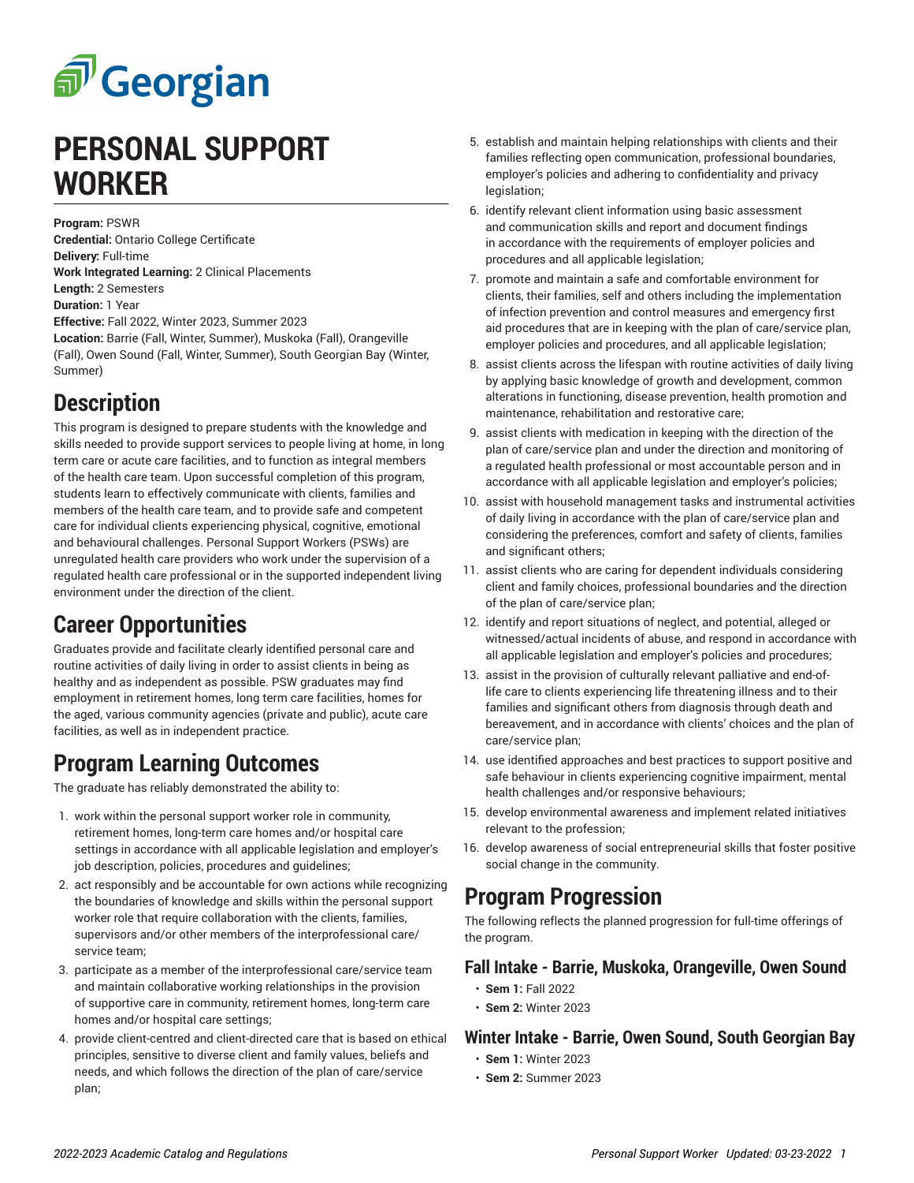# PERSONAL SUPPORT WORKER

**Program:** PSWR
**Credential:** Ontario College Certificate
**Delivery:** Full-time
**Work Integrated Learning:** 2 Clinical Placements
**Length:** 2 Semesters
**Duration:** 1 Year
**Effective:** Fall 2022, Winter 2023, Summer 2023
**Location:** Barrie (Fall, Winter, Summer), Muskoka (Fall), Orangeville (Fall), Owen Sound (Fall, Winter, Summer), South Georgian Bay (Winter, Summer)

## Description

This program is designed to prepare students with the knowledge and skills needed to provide support services to people living at home, in long term care or acute care facilities, and to function as integral members of the health care team. Upon successful completion of this program, students learn to effectively communicate with clients, families and members of the health care team, and to provide safe and competent care for individual clients experiencing physical, cognitive, emotional and behavioural challenges. Personal Support Workers (PSWs) are unregulated health care providers who work under the supervision of a regulated health care professional or in the supported independent living environment under the direction of the client.

## Career Opportunities

Graduates provide and facilitate clearly identified personal care and routine activities of daily living in order to assist clients in being as healthy and as independent as possible. PSW graduates may find employment in retirement homes, long term care facilities, homes for the aged, various community agencies (private and public), acute care facilities, as well as in independent practice.

## Program Learning Outcomes

The graduate has reliably demonstrated the ability to:

1. work within the personal support worker role in community, retirement homes, long-term care homes and/or hospital care settings in accordance with all applicable legislation and employer's job description, policies, procedures and guidelines;
2. act responsibly and be accountable for own actions while recognizing the boundaries of knowledge and skills within the personal support worker role that require collaboration with the clients, families, supervisors and/or other members of the interprofessional care/service team;
3. participate as a member of the interprofessional care/service team and maintain collaborative working relationships in the provision of supportive care in community, retirement homes, long-term care homes and/or hospital care settings;
4. provide client-centred and client-directed care that is based on ethical principles, sensitive to diverse client and family values, beliefs and needs, and which follows the direction of the plan of care/service plan;
5. establish and maintain helping relationships with clients and their families reflecting open communication, professional boundaries, employer's policies and adhering to confidentiality and privacy legislation;
6. identify relevant client information using basic assessment and communication skills and report and document findings in accordance with the requirements of employer policies and procedures and all applicable legislation;
7. promote and maintain a safe and comfortable environment for clients, their families, self and others including the implementation of infection prevention and control measures and emergency first aid procedures that are in keeping with the plan of care/service plan, employer policies and procedures, and all applicable legislation;
8. assist clients across the lifespan with routine activities of daily living by applying basic knowledge of growth and development, common alterations in functioning, disease prevention, health promotion and maintenance, rehabilitation and restorative care;
9. assist clients with medication in keeping with the direction of the plan of care/service plan and under the direction and monitoring of a regulated health professional or most accountable person and in accordance with all applicable legislation and employer's policies;
10. assist with household management tasks and instrumental activities of daily living in accordance with the plan of care/service plan and considering the preferences, comfort and safety of clients, families and significant others;
11. assist clients who are caring for dependent individuals considering client and family choices, professional boundaries and the direction of the plan of care/service plan;
12. identify and report situations of neglect, and potential, alleged or witnessed/actual incidents of abuse, and respond in accordance with all applicable legislation and employer's policies and procedures;
13. assist in the provision of culturally relevant palliative and end-of-life care to clients experiencing life threatening illness and to their families and significant others from diagnosis through death and bereavement, and in accordance with clients' choices and the plan of care/service plan;
14. use identified approaches and best practices to support positive and safe behaviour in clients experiencing cognitive impairment, mental health challenges and/or responsive behaviours;
15. develop environmental awareness and implement related initiatives relevant to the profession;
16. develop awareness of social entrepreneurial skills that foster positive social change in the community.

## Program Progression

The following reflects the planned progression for full-time offerings of the program.

### Fall Intake - Barrie, Muskoka, Orangeville, Owen Sound

- **Sem 1:** Fall 2022
- **Sem 2:** Winter 2023

### Winter Intake - Barrie, Owen Sound, South Georgian Bay

- **Sem 1:** Winter 2023
- **Sem 2:** Summer 2023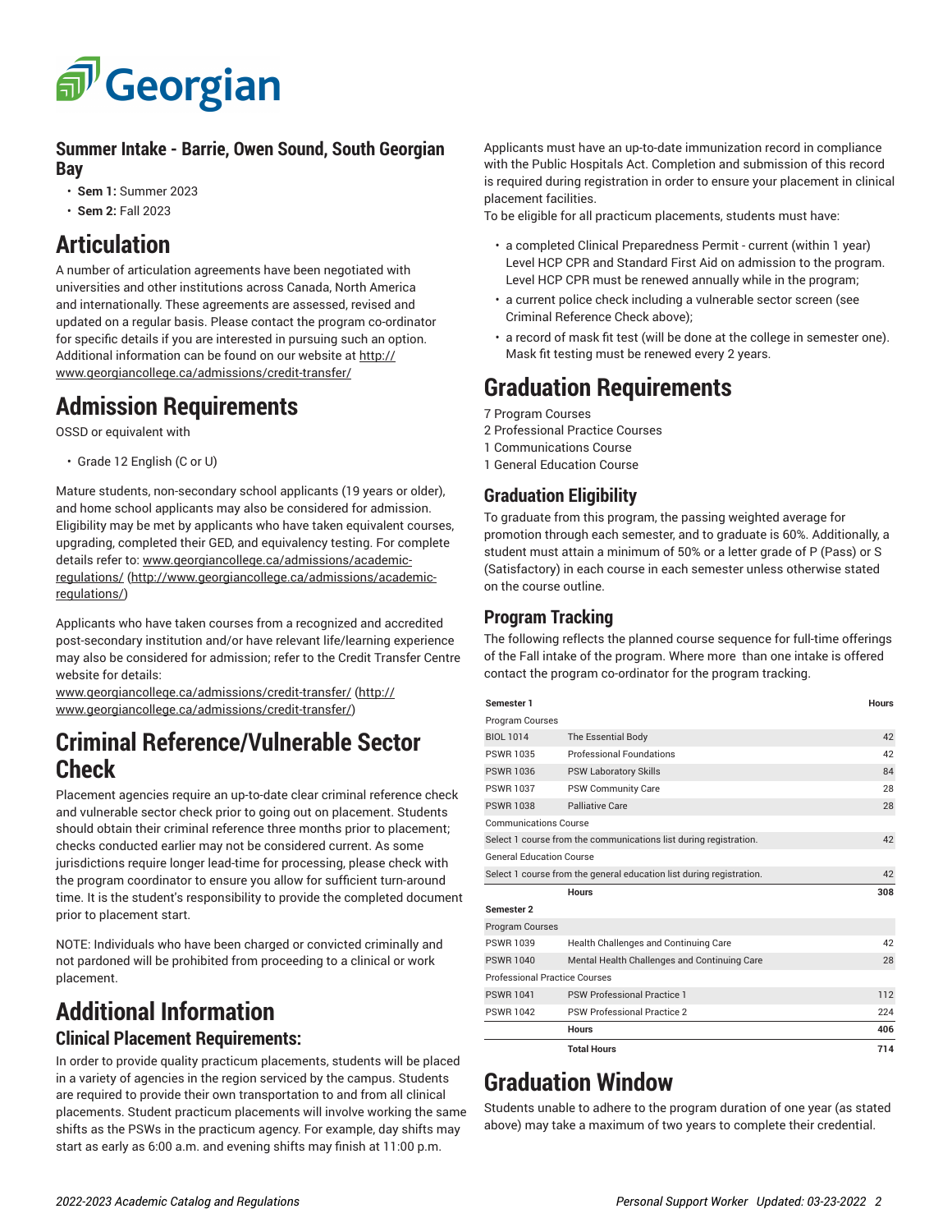### Summer Intake - Barrie, Owen Sound, South Georgian Bay

- **Sem 1:** Summer 2023
- **Sem 2:** Fall 2023

## Articulation

A number of articulation agreements have been negotiated with universities and other institutions across Canada, North America and internationally. These agreements are assessed, revised and updated on a regular basis. Please contact the program co-ordinator for specific details if you are interested in pursuing such an option. Additional information can be found on our website at http://www.georgiancollege.ca/admissions/credit-transfer/

## Admission Requirements

OSSD or equivalent with

- Grade 12 English (C or U)

Mature students, non-secondary school applicants (19 years or older), and home school applicants may also be considered for admission. Eligibility may be met by applicants who have taken equivalent courses, upgrading, completed their GED, and equivalency testing. For complete details refer to: www.georgiancollege.ca/admissions/academic-regulations/ (http://www.georgiancollege.ca/admissions/academic-regulations/)

Applicants who have taken courses from a recognized and accredited post-secondary institution and/or have relevant life/learning experience may also be considered for admission; refer to the Credit Transfer Centre website for details:
www.georgiancollege.ca/admissions/credit-transfer/ (http://www.georgiancollege.ca/admissions/credit-transfer/)

## Criminal Reference/Vulnerable Sector Check

Placement agencies require an up-to-date clear criminal reference check and vulnerable sector check prior to going out on placement. Students should obtain their criminal reference three months prior to placement; checks conducted earlier may not be considered current. As some jurisdictions require longer lead-time for processing, please check with the program coordinator to ensure you allow for sufficient turn-around time. It is the student's responsibility to provide the completed document prior to placement start.

NOTE: Individuals who have been charged or convicted criminally and not pardoned will be prohibited from proceeding to a clinical or work placement.

## Additional Information

### Clinical Placement Requirements:

In order to provide quality practicum placements, students will be placed in a variety of agencies in the region serviced by the campus. Students are required to provide their own transportation to and from all clinical placements. Student practicum placements will involve working the same shifts as the PSWs in the practicum agency. For example, day shifts may start as early as 6:00 a.m. and evening shifts may finish at 11:00 p.m.

Applicants must have an up-to-date immunization record in compliance with the Public Hospitals Act. Completion and submission of this record is required during registration in order to ensure your placement in clinical placement facilities.
To be eligible for all practicum placements, students must have:

- a completed Clinical Preparedness Permit - current (within 1 year) Level HCP CPR and Standard First Aid on admission to the program. Level HCP CPR must be renewed annually while in the program;
- a current police check including a vulnerable sector screen (see Criminal Reference Check above);
- a record of mask fit test (will be done at the college in semester one). Mask fit testing must be renewed every 2 years.

## Graduation Requirements

7 Program Courses
2 Professional Practice Courses
1 Communications Course
1 General Education Course

### Graduation Eligibility

To graduate from this program, the passing weighted average for promotion through each semester, and to graduate is 60%. Additionally, a student must attain a minimum of 50% or a letter grade of P (Pass) or S (Satisfactory) in each course in each semester unless otherwise stated on the course outline.

### Program Tracking

The following reflects the planned course sequence for full-time offerings of the Fall intake of the program. Where more than one intake is offered contact the program co-ordinator for the program tracking.

| **Semester 1** | | **Hours** |
|---|---|---|
| Program Courses | | |
| BIOL 1014 | The Essential Body | 42 |
| PSWR 1035 | Professional Foundations | 42 |
| PSWR 1036 | PSW Laboratory Skills | 84 |
| PSWR 1037 | PSW Community Care | 28 |
| PSWR 1038 | Palliative Care | 28 |
| Communications Course | | |
| Select 1 course from the communications list during registration. | | 42 |
| General Education Course | | |
| Select 1 course from the general education list during registration. | | 42 |
| | **Hours** | **308** |
| **Semester 2** | | |
| Program Courses | | |
| PSWR 1039 | Health Challenges and Continuing Care | 42 |
| PSWR 1040 | Mental Health Challenges and Continuing Care | 28 |
| Professional Practice Courses | | |
| PSWR 1041 | PSW Professional Practice 1 | 112 |
| PSWR 1042 | PSW Professional Practice 2 | 224 |
| | **Hours** | **406** |
| | **Total Hours** | **714** |

## Graduation Window

Students unable to adhere to the program duration of one year (as stated above) may take a maximum of two years to complete their credential.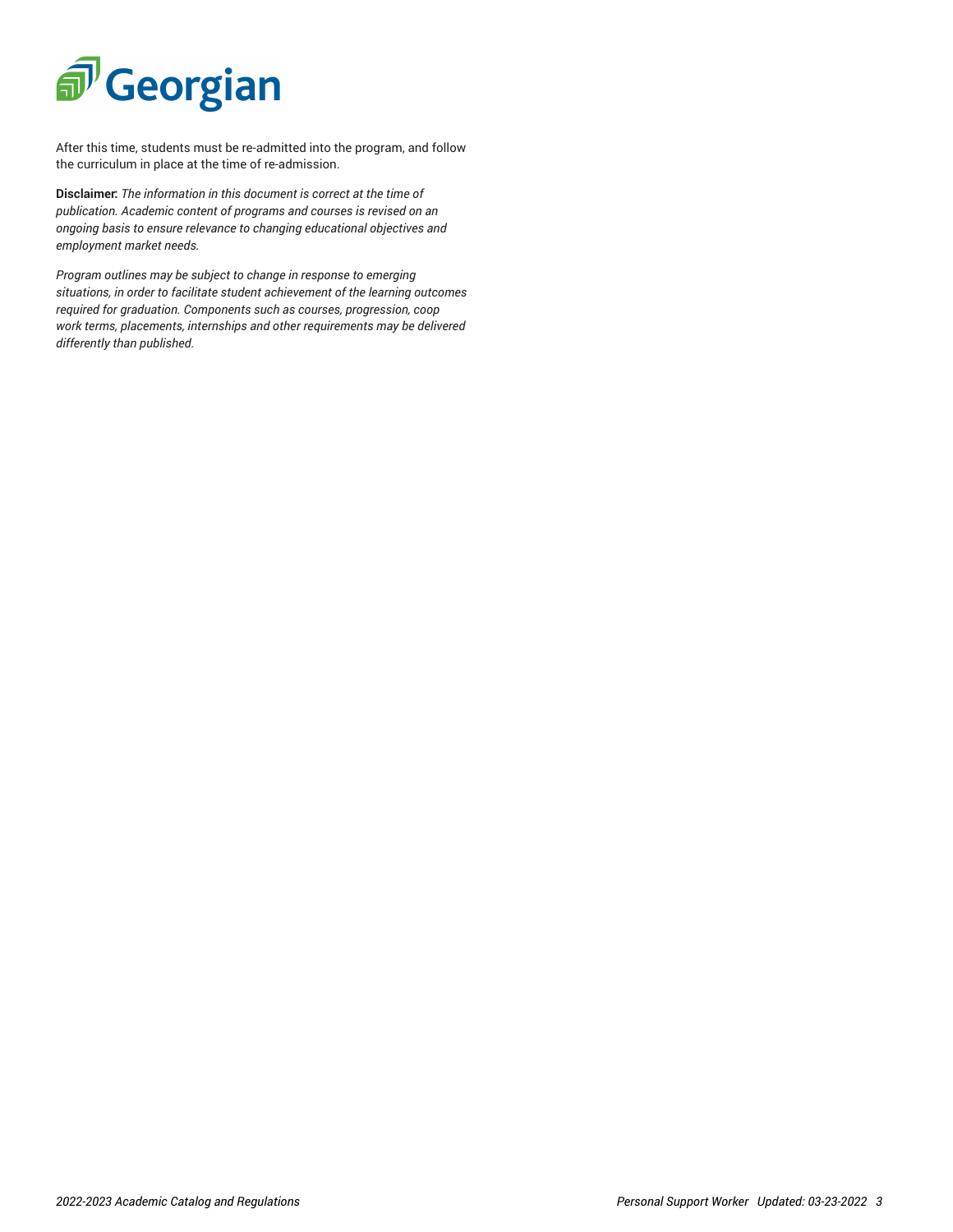After this time, students must be re-admitted into the program, and follow the curriculum in place at the time of re-admission.

**Disclaimer:** *The information in this document is correct at the time of publication. Academic content of programs and courses is revised on an ongoing basis to ensure relevance to changing educational objectives and employment market needs.*

*Program outlines may be subject to change in response to emerging situations, in order to facilitate student achievement of the learning outcomes required for graduation. Components such as courses, progression, coop work terms, placements, internships and other requirements may be delivered differently than published.*